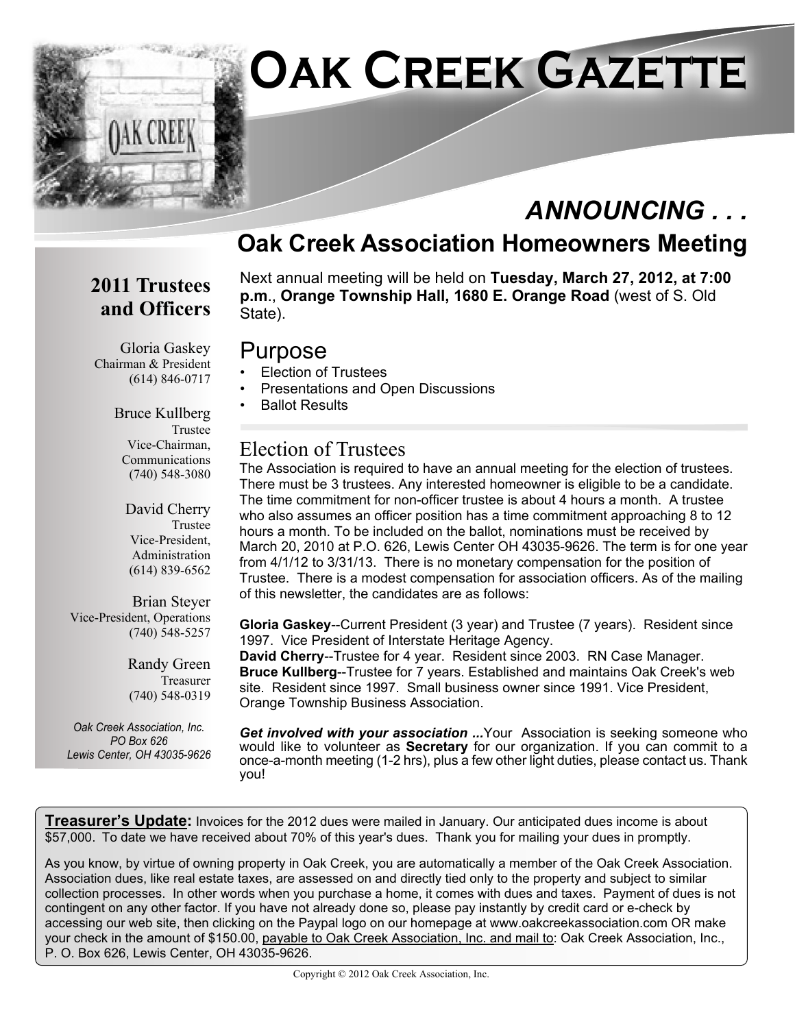# Oak Creek Gazette

## ANNOUNCING . . .

## Oak Creek Association Homeowners Meeting

Next annual meeting will be held on **Tuesday, March 27, 2012, at 7:00 p.m.**, **Orange Township Hall, 1680 E. Orange Road** (west of S. Old State).

### Purpose

- Election of Trustees
- Presentations and Open Discussions
- Ballot Results

### Election of Trustees

The Association is required to have an annual meeting for the election of trustees. There must be 3 trustees. Any interested homeowner is eligible to be a candidate. The time commitment for non-officer trustee is about 4 hours a month. A trustee who also assumes an officer position has a time commitment approaching 8 to 12 hours a month. To be included on the ballot, nominations must be received by March 20, 2010 at P.O. 626, Lewis Center OH 43035-9626. The term is for one year from 4/1/12 to 3/31/13. There is no monetary compensation for the position of Trustee. There is a modest compensation for association officers. As of the mailing of this newsletter, the candidates are as follows:

**Gloria Gaskey**--Current President (3 year) and Trustee (7 years). Resident since 1997. Vice President of Interstate Heritage Agency.
**David Cherry**--Trustee for 4 year. Resident since 2003. RN Case Manager.
**Bruce Kullberg**--Trustee for 7 years. Established and maintains Oak Creek's web site. Resident since 1997. Small business owner since 1991. Vice President, Orange Township Business Association.

***Get involved with your association ...*** Your Association is seeking someone who would like to volunteer as **Secretary** for our organization. If you can commit to a once-a-month meeting (1-2 hrs), plus a few other light duties, please contact us. Thank you!

### 2011 Trustees and Officers

Gloria Gaskey
Chairman & President
(614) 846-0717

Bruce Kullberg
Trustee
Vice-Chairman,
Communications
(740) 548-3080

David Cherry
Trustee
Vice-President,
Administration
(614) 839-6562

Brian Steyer
Vice-President, Operations
(740) 548-5257

Randy Green
Treasurer
(740) 548-0319

*Oak Creek Association, Inc.*
*PO Box 626*
*Lewis Center, OH 43035-9626*

**Treasurer's Update:** Invoices for the 2012 dues were mailed in January. Our anticipated dues income is about $57,000. To date we have received about 70% of this year's dues. Thank you for mailing your dues in promptly.

As you know, by virtue of owning property in Oak Creek, you are automatically a member of the Oak Creek Association. Association dues, like real estate taxes, are assessed on and directly tied only to the property and subject to similar collection processes. In other words when you purchase a home, it comes with dues and taxes. Payment of dues is not contingent on any other factor. If you have not already done so, please pay instantly by credit card or e-check by accessing our web site, then clicking on the Paypal logo on our homepage at www.oakcreekassociation.com OR make your check in the amount of $150.00, payable to Oak Creek Association, Inc. and mail to: Oak Creek Association, Inc., P. O. Box 626, Lewis Center, OH 43035-9626.

Copyright © 2012 Oak Creek Association, Inc.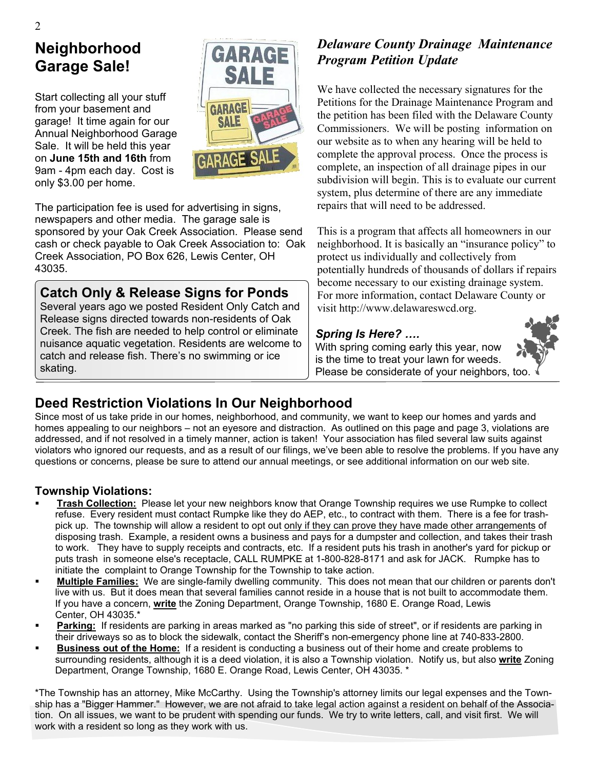## Neighborhood Garage Sale!

Start collecting all your stuff from your basement and garage! It time again for our Annual Neighborhood Garage Sale. It will be held this year on **June 15th and 16th** from 9am - 4pm each day. Cost is only $3.00 per home.

The participation fee is used for advertising in signs, newspapers and other media. The garage sale is sponsored by your Oak Creek Association. Please send cash or check payable to Oak Creek Association to: Oak Creek Association, PO Box 626, Lewis Center, OH 43035.

## Catch Only & Release Signs for Ponds

Several years ago we posted Resident Only Catch and Release signs directed towards non-residents of Oak Creek. The fish are needed to help control or eliminate nuisance aquatic vegetation. Residents are welcome to catch and release fish. There's no swimming or ice skating.

## *Delaware County Drainage Maintenance Program Petition Update*

We have collected the necessary signatures for the Petitions for the Drainage Maintenance Program and the petition has been filed with the Delaware County Commissioners. We will be posting information on our website as to when any hearing will be held to complete the approval process. Once the process is complete, an inspection of all drainage pipes in our subdivision will begin. This is to evaluate our current system, plus determine of there are any immediate repairs that will need to be addressed.

This is a program that affects all homeowners in our neighborhood. It is basically an "insurance policy" to protect us individually and collectively from potentially hundreds of thousands of dollars if repairs become necessary to our existing drainage system. For more information, contact Delaware County or visit http://www.delawareswcd.org.

### *Spring Is Here? ….*

With spring coming early this year, now is the time to treat your lawn for weeds. Please be considerate of your neighbors, too.

## Deed Restriction Violations In Our Neighborhood

Since most of us take pride in our homes, neighborhood, and community, we want to keep our homes and yards and homes appealing to our neighbors – not an eyesore and distraction. As outlined on this page and page 3, violations are addressed, and if not resolved in a timely manner, action is taken! Your association has filed several law suits against violators who ignored our requests, and as a result of our filings, we've been able to resolve the problems. If you have any questions or concerns, please be sure to attend our annual meetings, or see additional information on our web site.

### Township Violations:

- **Trash Collection:** Please let your new neighbors know that Orange Township requires we use Rumpke to collect refuse. Every resident must contact Rumpke like they do AEP, etc., to contract with them. There is a fee for trash-pick up. The township will allow a resident to opt out only if they can prove they have made other arrangements of disposing trash. Example, a resident owns a business and pays for a dumpster and collection, and takes their trash to work. They have to supply receipts and contracts, etc. If a resident puts his trash in another's yard for pickup or puts trash in someone else's receptacle, CALL RUMPKE at 1-800-828-8171 and ask for JACK. Rumpke has to initiate the complaint to Orange Township for the Township to take action.
- **Multiple Families:** We are single-family dwelling community. This does not mean that our children or parents don't live with us. But it does mean that several families cannot reside in a house that is not built to accommodate them. If you have a concern, **write** the Zoning Department, Orange Township, 1680 E. Orange Road, Lewis Center, OH 43035.*
- **Parking:** If residents are parking in areas marked as "no parking this side of street", or if residents are parking in their driveways so as to block the sidewalk, contact the Sheriff's non-emergency phone line at 740-833-2800.
- **Business out of the Home:** If a resident is conducting a business out of their home and create problems to surrounding residents, although it is a deed violation, it is also a Township violation. Notify us, but also **write** Zoning Department, Orange Township, 1680 E. Orange Road, Lewis Center, OH 43035. *

*The Township has an attorney, Mike McCarthy. Using the Township's attorney limits our legal expenses and the Township has a "Bigger Hammer." However, we are not afraid to take legal action against a resident on behalf of the Association. On all issues, we want to be prudent with spending our funds. We try to write letters, call, and visit first. We will work with a resident so long as they work with us.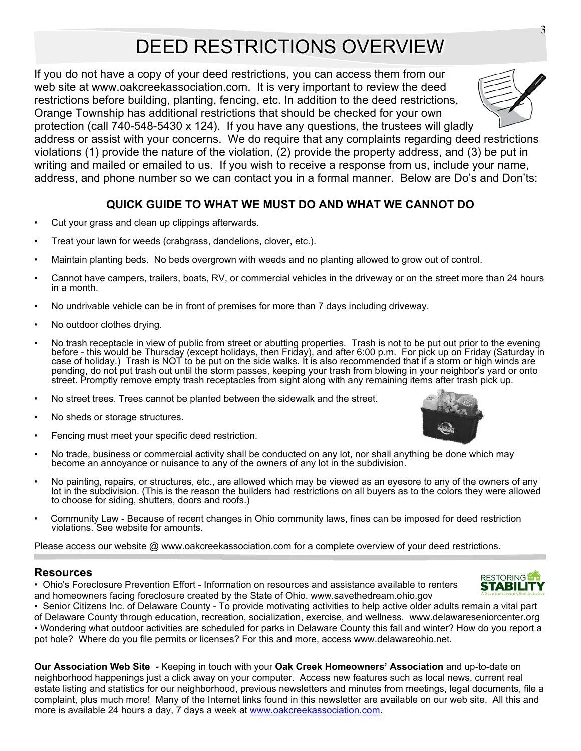# DEED RESTRICTIONS OVERVIEW

If you do not have a copy of your deed restrictions, you can access them from our web site at www.oakcreekassociation.com. It is very important to review the deed restrictions before building, planting, fencing, etc. In addition to the deed restrictions, Orange Township has additional restrictions that should be checked for your own protection (call 740-548-5430 x 124). If you have any questions, the trustees will gladly address or assist with your concerns. We do require that any complaints regarding deed restrictions violations (1) provide the nature of the violation, (2) provide the property address, and (3) be put in writing and mailed or emailed to us. If you wish to receive a response from us, include your name, address, and phone number so we can contact you in a formal manner. Below are Do's and Don'ts:

### QUICK GUIDE TO WHAT WE MUST DO AND WHAT WE CANNOT DO

- Cut your grass and clean up clippings afterwards.
- Treat your lawn for weeds (crabgrass, dandelions, clover, etc.).
- Maintain planting beds. No beds overgrown with weeds and no planting allowed to grow out of control.
- Cannot have campers, trailers, boats, RV, or commercial vehicles in the driveway or on the street more than 24 hours in a month.
- No undrivable vehicle can be in front of premises for more than 7 days including driveway.
- No outdoor clothes drying.
- No trash receptacle in view of public from street or abutting properties. Trash is not to be put out prior to the evening before - this would be Thursday (except holidays, then Friday), and after 6:00 p.m. For pick up on Friday (Saturday in case of holiday.) Trash is NOT to be put on the side walks. It is also recommended that if a storm or high winds are pending, do not put trash out until the storm passes, keeping your trash from blowing in your neighbor's yard or onto street. Promptly remove empty trash receptacles from sight along with any remaining items after trash pick up.
- No street trees. Trees cannot be planted between the sidewalk and the street.
- No sheds or storage structures.
- Fencing must meet your specific deed restriction.
- No trade, business or commercial activity shall be conducted on any lot, nor shall anything be done which may become an annoyance or nuisance to any of the owners of any lot in the subdivision.
- No painting, repairs, or structures, etc., are allowed which may be viewed as an eyesore to any of the owners of any lot in the subdivision. (This is the reason the builders had restrictions on all buyers as to the colors they were allowed to choose for siding, shutters, doors and roofs.)
- Community Law - Because of recent changes in Ohio community laws, fines can be imposed for deed restriction violations. See website for amounts.

Please access our website @ www.oakcreekassociation.com for a complete overview of your deed restrictions.

## Resources

- Ohio's Foreclosure Prevention Effort - Information on resources and assistance available to renters and homeowners facing foreclosure created by the State of Ohio. www.savethedream.ohio.gov
- Senior Citizens Inc. of Delaware County - To provide motivating activities to help active older adults remain a vital part of Delaware County through education, recreation, socialization, exercise, and wellness. www.delawareseniorcenter.org
- Wondering what outdoor activities are scheduled for parks in Delaware County this fall and winter? How do you report a pot hole? Where do you file permits or licenses? For this and more, access www.delawareohio.net.

**Our Association Web Site** *-* Keeping in touch with your **Oak Creek Homeowners' Association** and up-to-date on neighborhood happenings just a click away on your computer. Access new features such as local news, current real estate listing and statistics for our neighborhood, previous newsletters and minutes from meetings, legal documents, file a complaint, plus much more! Many of the Internet links found in this newsletter are available on our web site. All this and more is available 24 hours a day, 7 days a week at www.oakcreekassociation.com.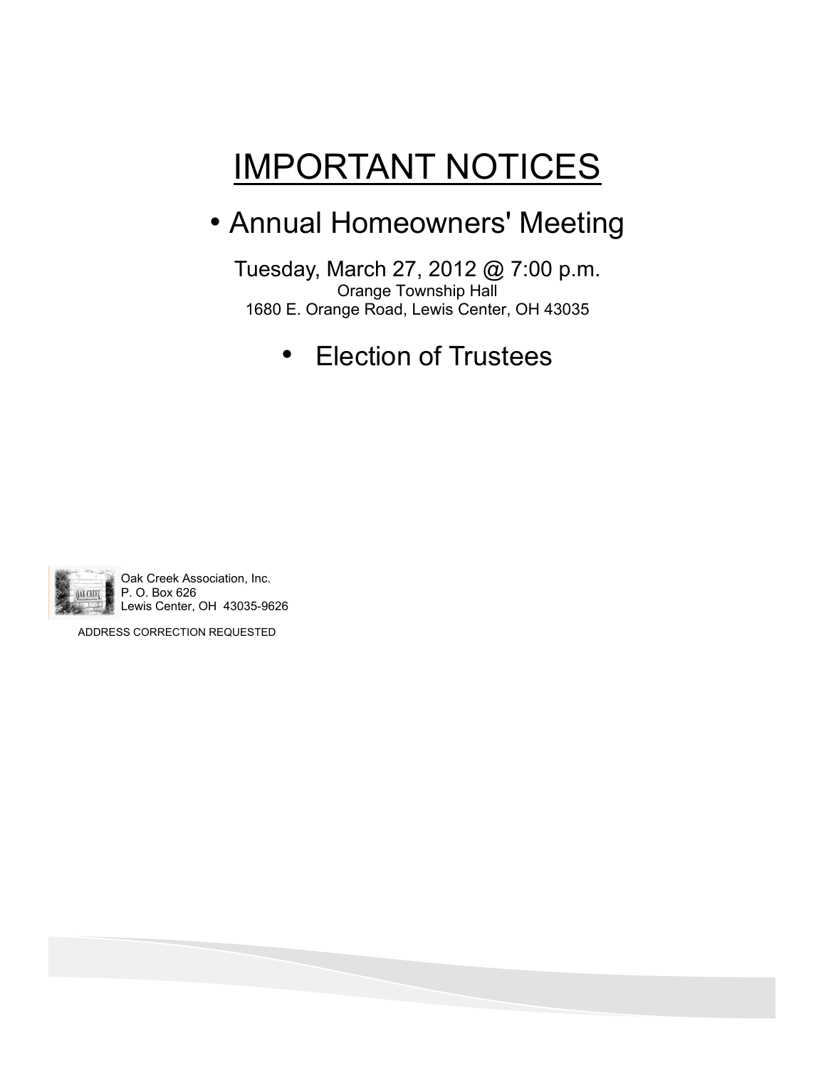# IMPORTANT NOTICES

- Annual Homeowners' Meeting

Tuesday, March 27, 2012 @ 7:00 p.m.
Orange Township Hall
1680 E. Orange Road, Lewis Center, OH 43035

- Election of Trustees

Oak Creek Association, Inc.
P. O. Box 626
Lewis Center, OH 43035-9626

ADDRESS CORRECTION REQUESTED